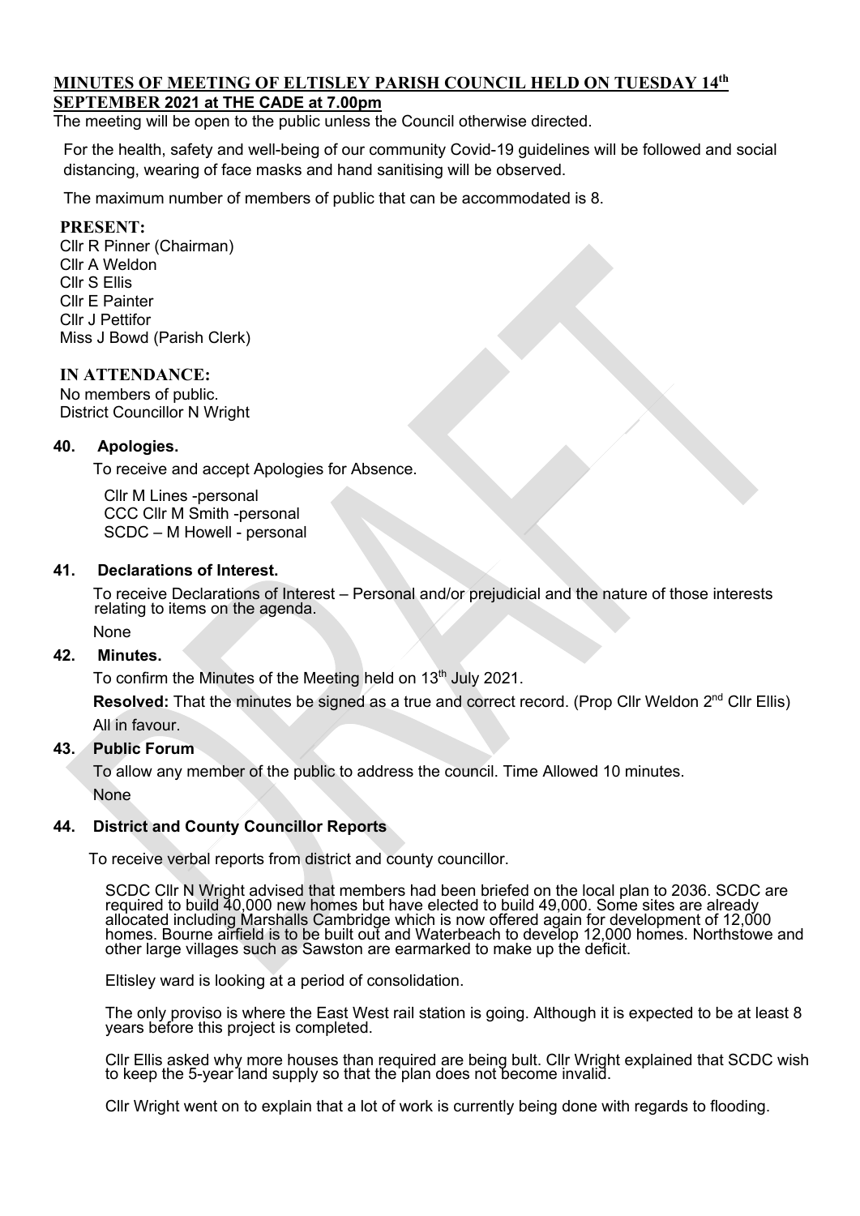# MINUTES OF MEETING OF ELTISLEY PARISH COUNCIL HELD ON TUESDAY 14th SEPTEMBER 2021 at THE CADE at 7.00pm

The meeting will be open to the public unless the Council otherwise directed.

For the health, safety and well-being of our community Covid-19 guidelines will be followed and social distancing, wearing of face masks and hand sanitising will be observed.

The maximum number of members of public that can be accommodated is 8.

**PRESENT:**

Cllr R Pinner (Chairman)
Cllr A Weldon
Cllr S Ellis
Cllr E Painter
Cllr J Pettifor
Miss J Bowd (Parish Clerk)

**IN ATTENDANCE:**

No members of public.
District Councillor N Wright

**40. Apologies.**

To receive and accept Apologies for Absence.

Cllr M Lines -personal
CCC Cllr M Smith -personal
SCDC – M Howell - personal

**41. Declarations of Interest.**

To receive Declarations of Interest – Personal and/or prejudicial and the nature of those interests relating to items on the agenda.

None

**42. Minutes.**

To confirm the Minutes of the Meeting held on 13th July 2021.

**Resolved:** That the minutes be signed as a true and correct record. (Prop Cllr Weldon 2nd Cllr Ellis)

All in favour.

**43. Public Forum**

To allow any member of the public to address the council. Time Allowed 10 minutes.

None

**44. District and County Councillor Reports**

To receive verbal reports from district and county councillor.

SCDC Cllr N Wright advised that members had been briefed on the local plan to 2036. SCDC are required to build 40,000 new homes but have elected to build 49,000. Some sites are already allocated including Marshalls Cambridge which is now offered again for development of 12,000 homes. Bourne airfield is to be built out and Waterbeach to develop 12,000 homes. Northstowe and other large villages such as Sawston are earmarked to make up the deficit.

Eltisley ward is looking at a period of consolidation.

The only proviso is where the East West rail station is going. Although it is expected to be at least 8 years before this project is completed.

Cllr Ellis asked why more houses than required are being bult. Cllr Wright explained that SCDC wish to keep the 5-year land supply so that the plan does not become invalid.

Cllr Wright went on to explain that a lot of work is currently being done with regards to flooding.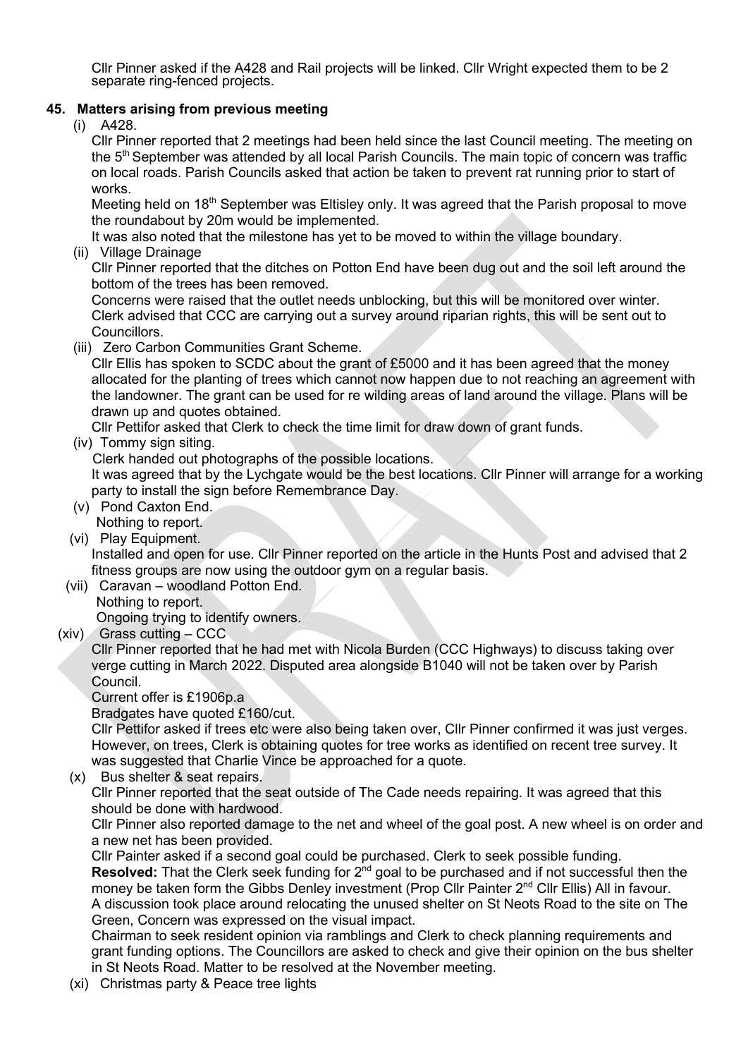Cllr Pinner asked if the A428 and Rail projects will be linked. Cllr Wright expected them to be 2 separate ring-fenced projects.

## 45. Matters arising from previous meeting

(i) A428.

Cllr Pinner reported that 2 meetings had been held since the last Council meeting. The meeting on the 5th September was attended by all local Parish Councils. The main topic of concern was traffic on local roads. Parish Councils asked that action be taken to prevent rat running prior to start of works.

Meeting held on 18th September was Eltisley only. It was agreed that the Parish proposal to move the roundabout by 20m would be implemented.

It was also noted that the milestone has yet to be moved to within the village boundary.

(ii) Village Drainage

Cllr Pinner reported that the ditches on Potton End have been dug out and the soil left around the bottom of the trees has been removed.

Concerns were raised that the outlet needs unblocking, but this will be monitored over winter. Clerk advised that CCC are carrying out a survey around riparian rights, this will be sent out to Councillors.

(iii) Zero Carbon Communities Grant Scheme.

Cllr Ellis has spoken to SCDC about the grant of £5000 and it has been agreed that the money allocated for the planting of trees which cannot now happen due to not reaching an agreement with the landowner. The grant can be used for re wilding areas of land around the village. Plans will be drawn up and quotes obtained.

Cllr Pettifor asked that Clerk to check the time limit for draw down of grant funds.

(iv) Tommy sign siting.

Clerk handed out photographs of the possible locations.

It was agreed that by the Lychgate would be the best locations. Cllr Pinner will arrange for a working party to install the sign before Remembrance Day.

(v) Pond Caxton End.

Nothing to report.

(vi) Play Equipment.

Installed and open for use. Cllr Pinner reported on the article in the Hunts Post and advised that 2 fitness groups are now using the outdoor gym on a regular basis.

(vii) Caravan – woodland Potton End.

Nothing to report.

Ongoing trying to identify owners.

(xiv) Grass cutting – CCC

Cllr Pinner reported that he had met with Nicola Burden (CCC Highways) to discuss taking over verge cutting in March 2022. Disputed area alongside B1040 will not be taken over by Parish Council.

Current offer is £1906p.a

Bradgates have quoted £160/cut.

Cllr Pettifor asked if trees etc were also being taken over, Cllr Pinner confirmed it was just verges. However, on trees, Clerk is obtaining quotes for tree works as identified on recent tree survey. It was suggested that Charlie Vince be approached for a quote.

(x) Bus shelter & seat repairs.

Cllr Pinner reported that the seat outside of The Cade needs repairing. It was agreed that this should be done with hardwood.

Cllr Pinner also reported damage to the net and wheel of the goal post. A new wheel is on order and a new net has been provided.

Cllr Painter asked if a second goal could be purchased. Clerk to seek possible funding.

**Resolved:** That the Clerk seek funding for 2nd goal to be purchased and if not successful then the money be taken form the Gibbs Denley investment (Prop Cllr Painter 2nd Cllr Ellis) All in favour.

A discussion took place around relocating the unused shelter on St Neots Road to the site on The Green, Concern was expressed on the visual impact.

Chairman to seek resident opinion via ramblings and Clerk to check planning requirements and grant funding options. The Councillors are asked to check and give their opinion on the bus shelter in St Neots Road. Matter to be resolved at the November meeting.

(xi) Christmas party & Peace tree lights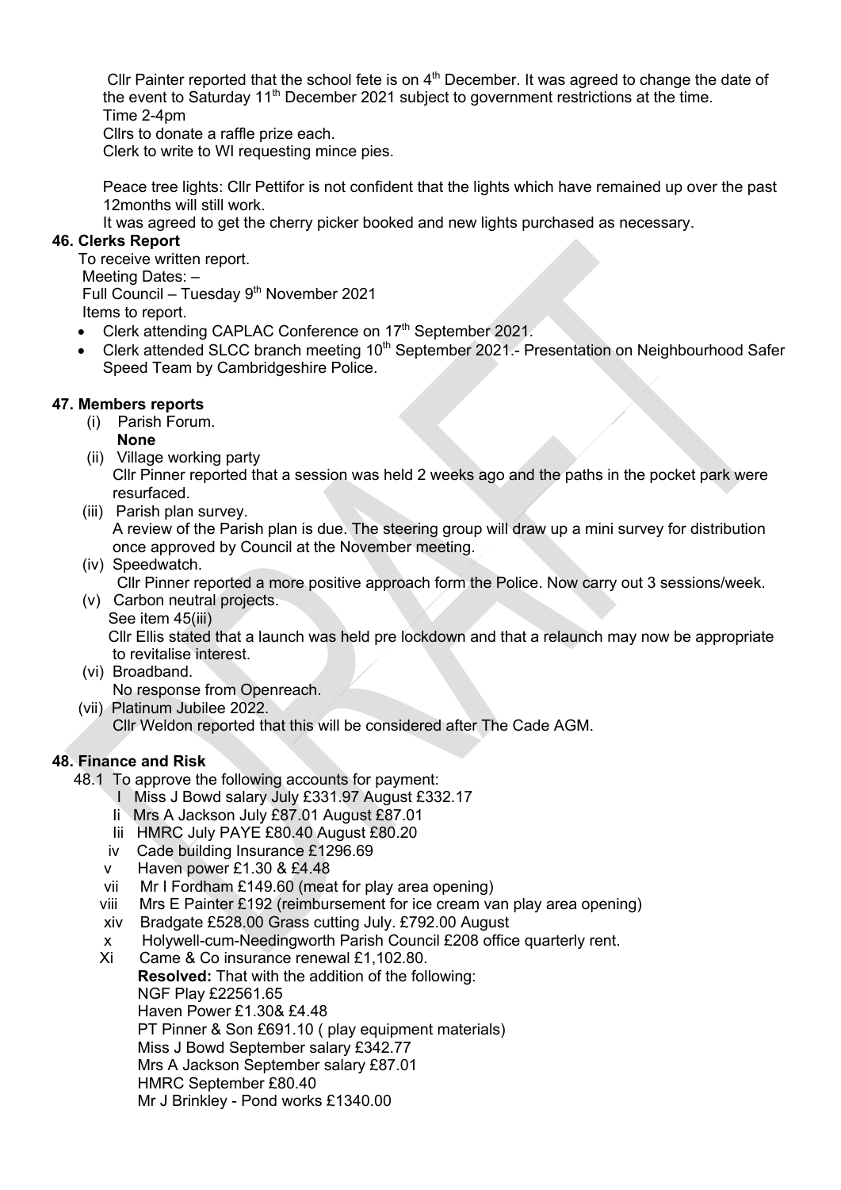Cllr Painter reported that the school fete is on 4th December. It was agreed to change the date of the event to Saturday 11th December 2021 subject to government restrictions at the time.
Time 2-4pm
Cllrs to donate a raffle prize each.
Clerk to write to WI requesting mince pies.

Peace tree lights: Cllr Pettifor is not confident that the lights which have remained up over the past 12months will still work.
It was agreed to get the cherry picker booked and new lights purchased as necessary.

## 46. Clerks Report

To receive written report.
Meeting Dates: –
Full Council – Tuesday 9th November 2021
Items to report.

- Clerk attending CAPLAC Conference on 17th September 2021.
- Clerk attended SLCC branch meeting 10th September 2021.- Presentation on Neighbourhood Safer Speed Team by Cambridgeshire Police.

## 47. Members reports

(i) Parish Forum.
**None**

(ii) Village working party
Cllr Pinner reported that a session was held 2 weeks ago and the paths in the pocket park were resurfaced.

(iii) Parish plan survey.
A review of the Parish plan is due. The steering group will draw up a mini survey for distribution once approved by Council at the November meeting.

(iv) Speedwatch.
Cllr Pinner reported a more positive approach form the Police. Now carry out 3 sessions/week.

(v) Carbon neutral projects.
See item 45(iii)
Cllr Ellis stated that a launch was held pre lockdown and that a relaunch may now be appropriate to revitalise interest.

(vi) Broadband.
No response from Openreach.

(vii) Platinum Jubilee 2022.
Cllr Weldon reported that this will be considered after The Cade AGM.

## 48. Finance and Risk

48.1 To approve the following accounts for payment:

I Miss J Bowd salary July £331.97 August £332.17
Ii Mrs A Jackson July £87.01 August £87.01
Iii HMRC July PAYE £80.40 August £80.20
iv Cade building Insurance £1296.69
v Haven power £1.30 & £4.48
vii Mr I Fordham £149.60 (meat for play area opening)
viii Mrs E Painter £192 (reimbursement for ice cream van play area opening)
xiv Bradgate £528.00 Grass cutting July. £792.00 August
x Holywell-cum-Needingworth Parish Council £208 office quarterly rent.
Xi Came & Co insurance renewal £1,102.80.

**Resolved:** That with the addition of the following:
NGF Play £22561.65
Haven Power £1.30& £4.48
PT Pinner & Son £691.10 ( play equipment materials)
Miss J Bowd September salary £342.77
Mrs A Jackson September salary £87.01
HMRC September £80.40
Mr J Brinkley - Pond works £1340.00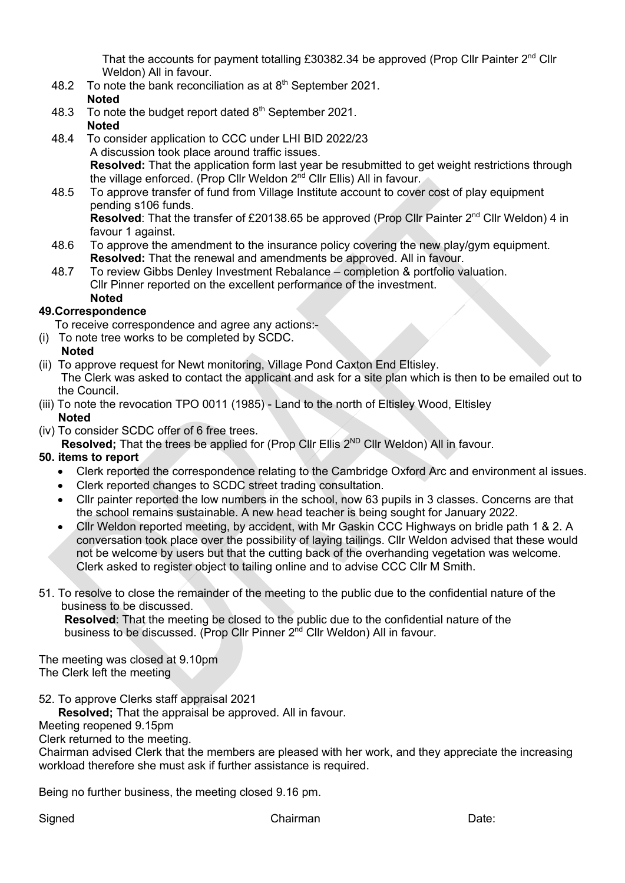That the accounts for payment totalling £30382.34 be approved (Prop Cllr Painter 2nd Cllr Weldon) All in favour.

48.2 To note the bank reconciliation as at 8th September 2021.
**Noted**

48.3 To note the budget report dated 8th September 2021.
**Noted**

48.4 To consider application to CCC under LHI BID 2022/23
A discussion took place around traffic issues.
**Resolved:** That the application form last year be resubmitted to get weight restrictions through the village enforced. (Prop Cllr Weldon 2nd Cllr Ellis) All in favour.

48.5 To approve transfer of fund from Village Institute account to cover cost of play equipment pending s106 funds.
**Resolved**: That the transfer of £20138.65 be approved (Prop Cllr Painter 2nd Cllr Weldon) 4 in favour 1 against.

48.6 To approve the amendment to the insurance policy covering the new play/gym equipment.
**Resolved:** That the renewal and amendments be approved. All in favour.

48.7 To review Gibbs Denley Investment Rebalance – completion & portfolio valuation.
Cllr Pinner reported on the excellent performance of the investment.
**Noted**

**49.Correspondence**

To receive correspondence and agree any actions:-

(i) To note tree works to be completed by SCDC.
**Noted**

(ii) To approve request for Newt monitoring, Village Pond Caxton End Eltisley.
The Clerk was asked to contact the applicant and ask for a site plan which is then to be emailed out to the Council.

(iii) To note the revocation TPO 0011 (1985) - Land to the north of Eltisley Wood, Eltisley
**Noted**

(iv) To consider SCDC offer of 6 free trees.
**Resolved;** That the trees be applied for (Prop Cllr Ellis 2ND Cllr Weldon) All in favour.

**50. items to report**

- Clerk reported the correspondence relating to the Cambridge Oxford Arc and environment al issues.
- Clerk reported changes to SCDC street trading consultation.
- Cllr painter reported the low numbers in the school, now 63 pupils in 3 classes. Concerns are that the school remains sustainable. A new head teacher is being sought for January 2022.
- Cllr Weldon reported meeting, by accident, with Mr Gaskin CCC Highways on bridle path 1 & 2. A conversation took place over the possibility of laying tailings. Cllr Weldon advised that these would not be welcome by users but that the cutting back of the overhanding vegetation was welcome. Clerk asked to register object to tailing online and to advise CCC Cllr M Smith.

51. To resolve to close the remainder of the meeting to the public due to the confidential nature of the business to be discussed.
**Resolved**: That the meeting be closed to the public due to the confidential nature of the business to be discussed. (Prop Cllr Pinner 2nd Cllr Weldon) All in favour.

The meeting was closed at 9.10pm
The Clerk left the meeting

52. To approve Clerks staff appraisal 2021
**Resolved;** That the appraisal be approved. All in favour.

Meeting reopened 9.15pm
Clerk returned to the meeting.
Chairman advised Clerk that the members are pleased with her work, and they appreciate the increasing workload therefore she must ask if further assistance is required.

Being no further business, the meeting closed 9.16 pm.

Signed Chairman Date: